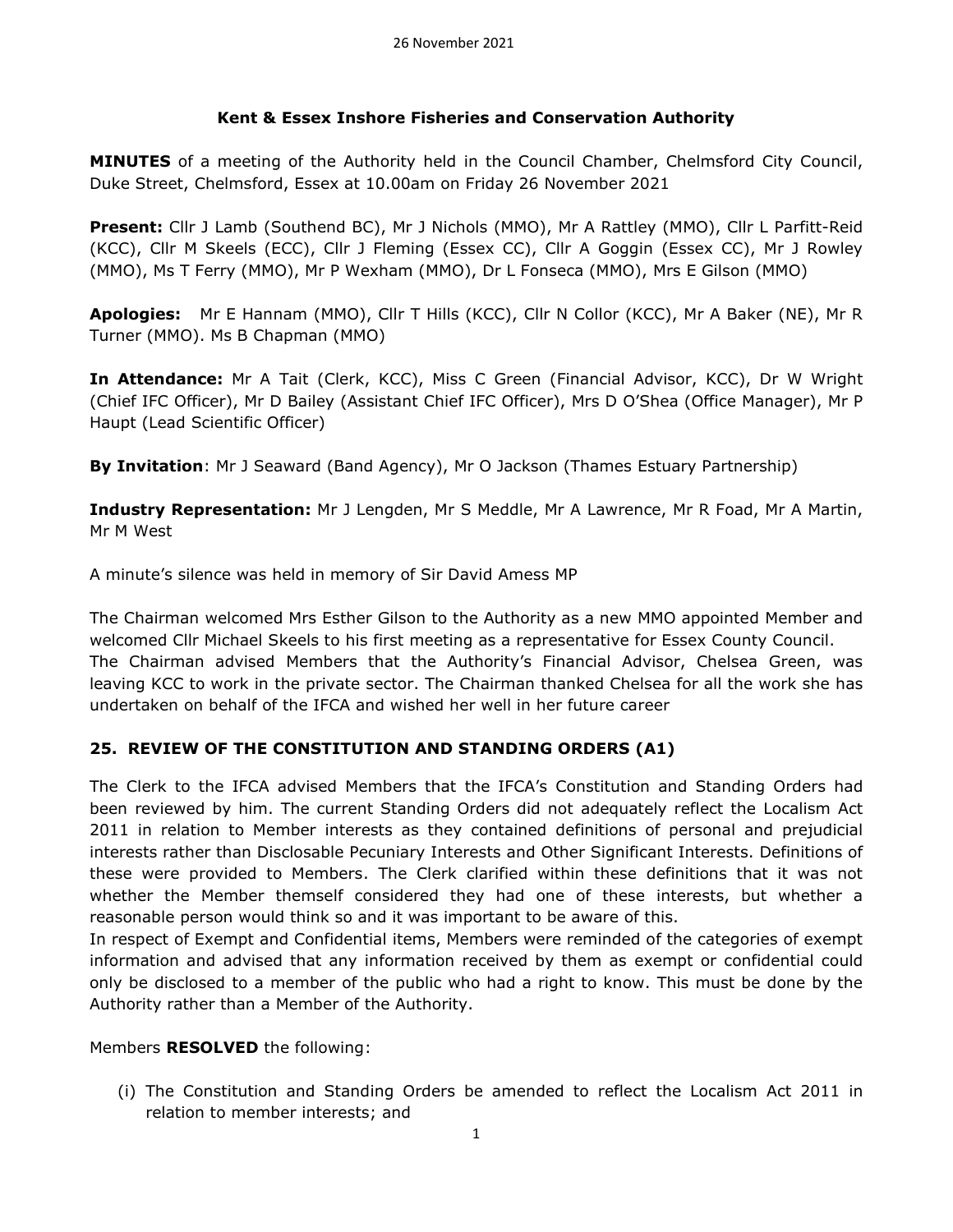### Kent & Essex Inshore Fisheries and Conservation Authority

**MINUTES** of a meeting of the Authority held in the Council Chamber, Chelmsford City Council, Duke Street, Chelmsford, Essex at 10.00am on Friday 26 November 2021

**Present:** Cllr J Lamb (Southend BC), Mr J Nichols (MMO), Mr A Rattley (MMO), Cllr L Parfitt-Reid (KCC), Cllr M Skeels (ECC), Cllr J Fleming (Essex CC), Cllr A Goggin (Essex CC), Mr J Rowley (MMO), Ms T Ferry (MMO), Mr P Wexham (MMO), Dr L Fonseca (MMO), Mrs E Gilson (MMO)

**Apologies:** Mr E Hannam (MMO), Cllr T Hills (KCC), Cllr N Collor (KCC), Mr A Baker (NE), Mr R Turner (MMO). Ms B Chapman (MMO)

**In Attendance:** Mr A Tait (Clerk, KCC), Miss C Green (Financial Advisor, KCC), Dr W Wright (Chief IFC Officer), Mr D Bailey (Assistant Chief IFC Officer), Mrs D O'Shea (Office Manager), Mr P Haupt (Lead Scientific Officer)

**By Invitation**: Mr J Seaward (Band Agency), Mr O Jackson (Thames Estuary Partnership)

**Industry Representation:** Mr J Lengden, Mr S Meddle, Mr A Lawrence, Mr R Foad, Mr A Martin, Mr M West

A minute's silence was held in memory of Sir David Amess MP

The Chairman welcomed Mrs Esther Gilson to the Authority as a new MMO appointed Member and welcomed Cllr Michael Skeels to his first meeting as a representative for Essex County Council.
The Chairman advised Members that the Authority's Financial Advisor, Chelsea Green, was leaving KCC to work in the private sector. The Chairman thanked Chelsea for all the work she has undertaken on behalf of the IFCA and wished her well in her future career

## 25. REVIEW OF THE CONSTITUTION AND STANDING ORDERS (A1)

The Clerk to the IFCA advised Members that the IFCA's Constitution and Standing Orders had been reviewed by him. The current Standing Orders did not adequately reflect the Localism Act 2011 in relation to Member interests as they contained definitions of personal and prejudicial interests rather than Disclosable Pecuniary Interests and Other Significant Interests. Definitions of these were provided to Members. The Clerk clarified within these definitions that it was not whether the Member themself considered they had one of these interests, but whether a reasonable person would think so and it was important to be aware of this.
In respect of Exempt and Confidential items, Members were reminded of the categories of exempt information and advised that any information received by them as exempt or confidential could only be disclosed to a member of the public who had a right to know. This must be done by the Authority rather than a Member of the Authority.

Members **RESOLVED** the following:

(i) The Constitution and Standing Orders be amended to reflect the Localism Act 2011 in relation to member interests; and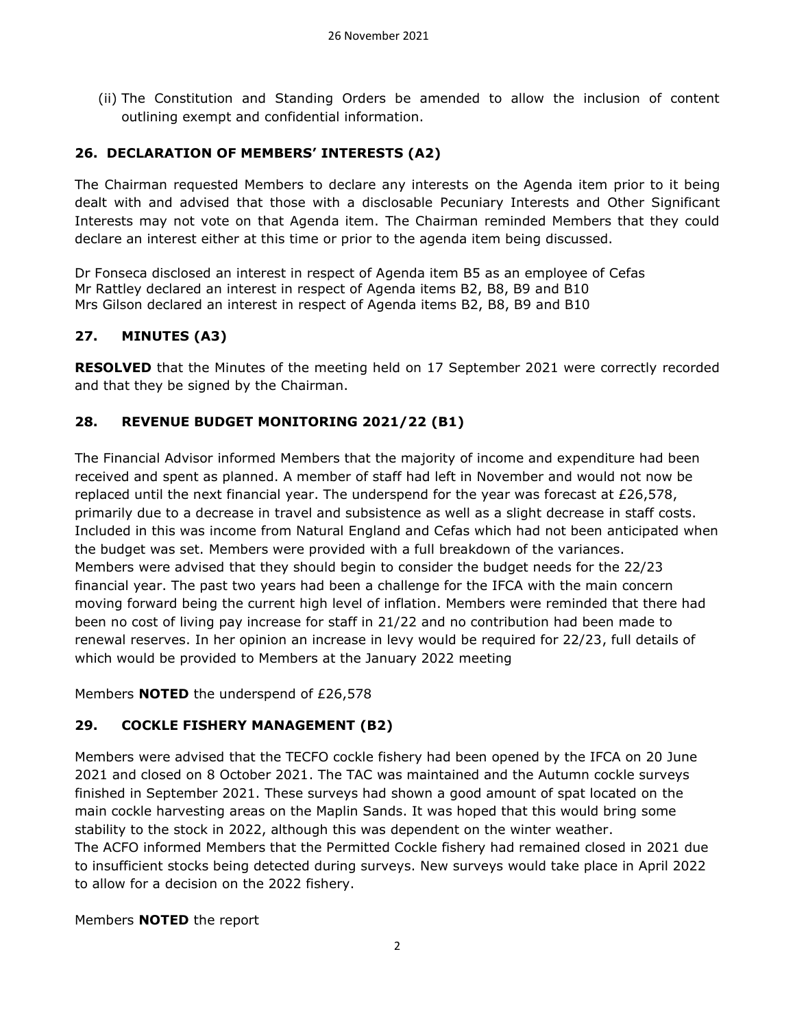(ii) The Constitution and Standing Orders be amended to allow the inclusion of content outlining exempt and confidential information.

### 26. DECLARATION OF MEMBERS' INTERESTS (A2)

The Chairman requested Members to declare any interests on the Agenda item prior to it being dealt with and advised that those with a disclosable Pecuniary Interests and Other Significant Interests may not vote on that Agenda item. The Chairman reminded Members that they could declare an interest either at this time or prior to the agenda item being discussed.

Dr Fonseca disclosed an interest in respect of Agenda item B5 as an employee of Cefas
Mr Rattley declared an interest in respect of Agenda items B2, B8, B9 and B10
Mrs Gilson declared an interest in respect of Agenda items B2, B8, B9 and B10

### 27. MINUTES (A3)

**RESOLVED** that the Minutes of the meeting held on 17 September 2021 were correctly recorded and that they be signed by the Chairman.

### 28. REVENUE BUDGET MONITORING 2021/22 (B1)

The Financial Advisor informed Members that the majority of income and expenditure had been received and spent as planned. A member of staff had left in November and would not now be replaced until the next financial year. The underspend for the year was forecast at £26,578, primarily due to a decrease in travel and subsistence as well as a slight decrease in staff costs. Included in this was income from Natural England and Cefas which had not been anticipated when the budget was set. Members were provided with a full breakdown of the variances.
Members were advised that they should begin to consider the budget needs for the 22/23 financial year. The past two years had been a challenge for the IFCA with the main concern moving forward being the current high level of inflation. Members were reminded that there had been no cost of living pay increase for staff in 21/22 and no contribution had been made to renewal reserves. In her opinion an increase in levy would be required for 22/23, full details of which would be provided to Members at the January 2022 meeting

Members **NOTED** the underspend of £26,578

### 29. COCKLE FISHERY MANAGEMENT (B2)

Members were advised that the TECFO cockle fishery had been opened by the IFCA on 20 June 2021 and closed on 8 October 2021. The TAC was maintained and the Autumn cockle surveys finished in September 2021. These surveys had shown a good amount of spat located on the main cockle harvesting areas on the Maplin Sands. It was hoped that this would bring some stability to the stock in 2022, although this was dependent on the winter weather.
The ACFO informed Members that the Permitted Cockle fishery had remained closed in 2021 due to insufficient stocks being detected during surveys. New surveys would take place in April 2022 to allow for a decision on the 2022 fishery.

Members **NOTED** the report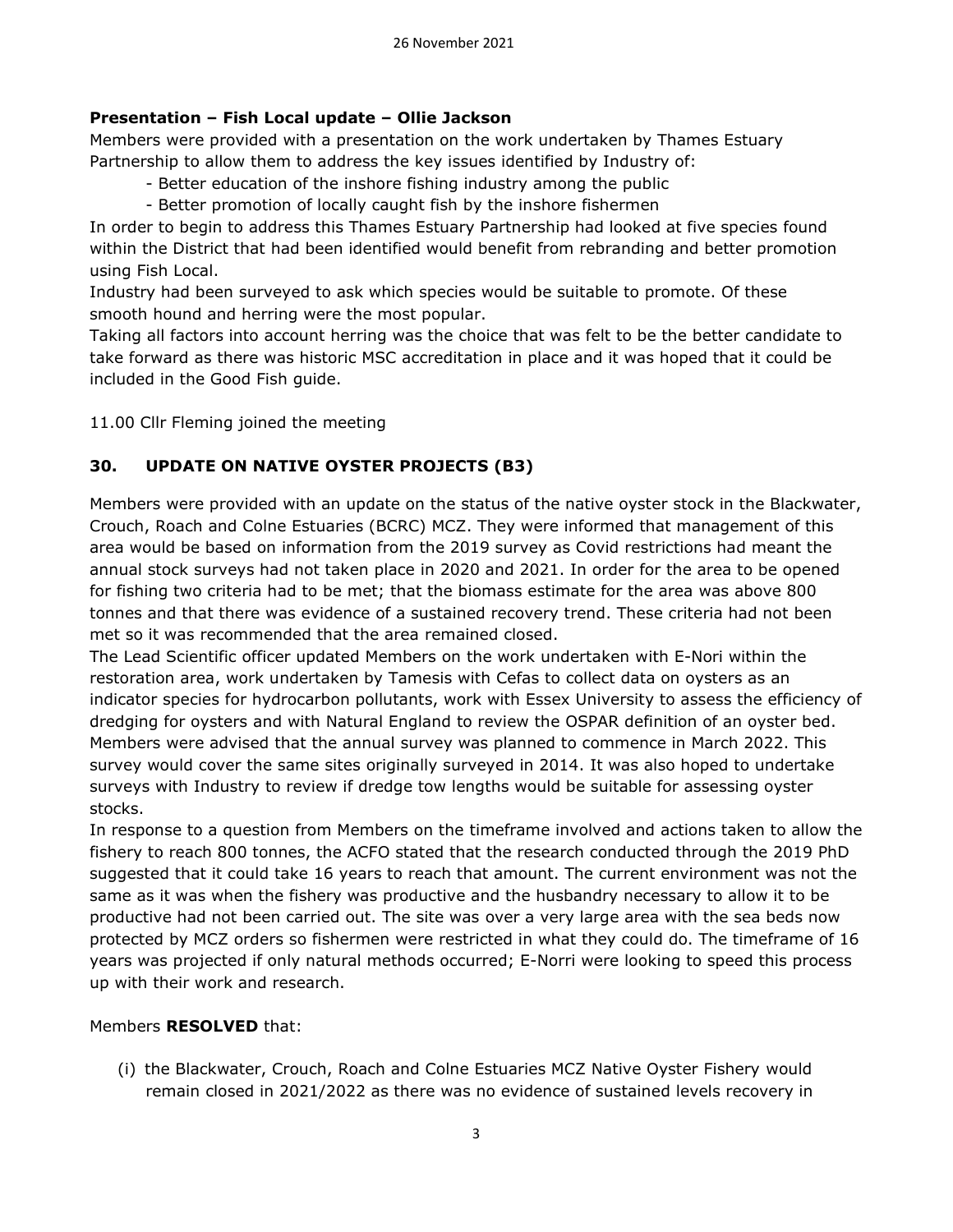**Presentation – Fish Local update – Ollie Jackson**

Members were provided with a presentation on the work undertaken by Thames Estuary Partnership to allow them to address the key issues identified by Industry of:

- Better education of the inshore fishing industry among the public
- Better promotion of locally caught fish by the inshore fishermen

In order to begin to address this Thames Estuary Partnership had looked at five species found within the District that had been identified would benefit from rebranding and better promotion using Fish Local.

Industry had been surveyed to ask which species would be suitable to promote. Of these smooth hound and herring were the most popular.

Taking all factors into account herring was the choice that was felt to be the better candidate to take forward as there was historic MSC accreditation in place and it was hoped that it could be included in the Good Fish guide.

11.00 Cllr Fleming joined the meeting

## 30. UPDATE ON NATIVE OYSTER PROJECTS (B3)

Members were provided with an update on the status of the native oyster stock in the Blackwater, Crouch, Roach and Colne Estuaries (BCRC) MCZ. They were informed that management of this area would be based on information from the 2019 survey as Covid restrictions had meant the annual stock surveys had not taken place in 2020 and 2021. In order for the area to be opened for fishing two criteria had to be met; that the biomass estimate for the area was above 800 tonnes and that there was evidence of a sustained recovery trend. These criteria had not been met so it was recommended that the area remained closed.

The Lead Scientific officer updated Members on the work undertaken with E-Nori within the restoration area, work undertaken by Tamesis with Cefas to collect data on oysters as an indicator species for hydrocarbon pollutants, work with Essex University to assess the efficiency of dredging for oysters and with Natural England to review the OSPAR definition of an oyster bed.

Members were advised that the annual survey was planned to commence in March 2022. This survey would cover the same sites originally surveyed in 2014. It was also hoped to undertake surveys with Industry to review if dredge tow lengths would be suitable for assessing oyster stocks.

In response to a question from Members on the timeframe involved and actions taken to allow the fishery to reach 800 tonnes, the ACFO stated that the research conducted through the 2019 PhD suggested that it could take 16 years to reach that amount. The current environment was not the same as it was when the fishery was productive and the husbandry necessary to allow it to be productive had not been carried out. The site was over a very large area with the sea beds now protected by MCZ orders so fishermen were restricted in what they could do. The timeframe of 16 years was projected if only natural methods occurred; E-Norri were looking to speed this process up with their work and research.

Members **RESOLVED** that:

(i) the Blackwater, Crouch, Roach and Colne Estuaries MCZ Native Oyster Fishery would remain closed in 2021/2022 as there was no evidence of sustained levels recovery in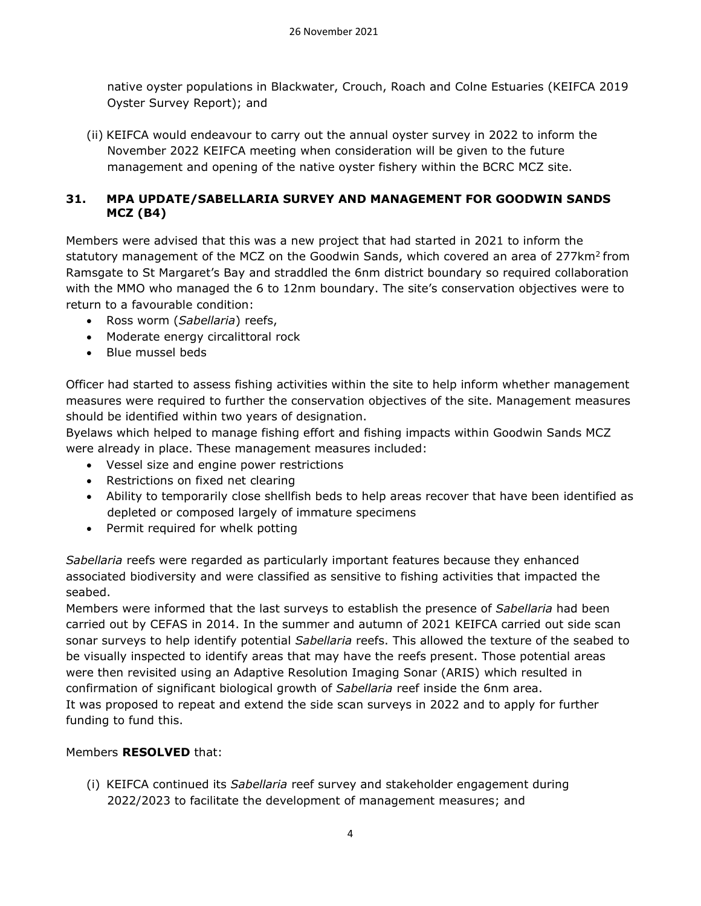native oyster populations in Blackwater, Crouch, Roach and Colne Estuaries (KEIFCA 2019 Oyster Survey Report); and

(ii) KEIFCA would endeavour to carry out the annual oyster survey in 2022 to inform the November 2022 KEIFCA meeting when consideration will be given to the future management and opening of the native oyster fishery within the BCRC MCZ site.

### 31. MPA UPDATE/SABELLARIA SURVEY AND MANAGEMENT FOR GOODWIN SANDS MCZ (B4)

Members were advised that this was a new project that had started in 2021 to inform the statutory management of the MCZ on the Goodwin Sands, which covered an area of 277km$^2$ from Ramsgate to St Margaret's Bay and straddled the 6nm district boundary so required collaboration with the MMO who managed the 6 to 12nm boundary. The site's conservation objectives were to return to a favourable condition:

- Ross worm (*Sabellaria*) reefs,
- Moderate energy circalittoral rock
- Blue mussel beds

Officer had started to assess fishing activities within the site to help inform whether management measures were required to further the conservation objectives of the site. Management measures should be identified within two years of designation.

Byelaws which helped to manage fishing effort and fishing impacts within Goodwin Sands MCZ were already in place. These management measures included:

- Vessel size and engine power restrictions
- Restrictions on fixed net clearing
- Ability to temporarily close shellfish beds to help areas recover that have been identified as depleted or composed largely of immature specimens
- Permit required for whelk potting

*Sabellaria* reefs were regarded as particularly important features because they enhanced associated biodiversity and were classified as sensitive to fishing activities that impacted the seabed.

Members were informed that the last surveys to establish the presence of *Sabellaria* had been carried out by CEFAS in 2014. In the summer and autumn of 2021 KEIFCA carried out side scan sonar surveys to help identify potential *Sabellaria* reefs. This allowed the texture of the seabed to be visually inspected to identify areas that may have the reefs present. Those potential areas were then revisited using an Adaptive Resolution Imaging Sonar (ARIS) which resulted in confirmation of significant biological growth of *Sabellaria* reef inside the 6nm area.

It was proposed to repeat and extend the side scan surveys in 2022 and to apply for further funding to fund this.

Members **RESOLVED** that:

(i) KEIFCA continued its *Sabellaria* reef survey and stakeholder engagement during 2022/2023 to facilitate the development of management measures; and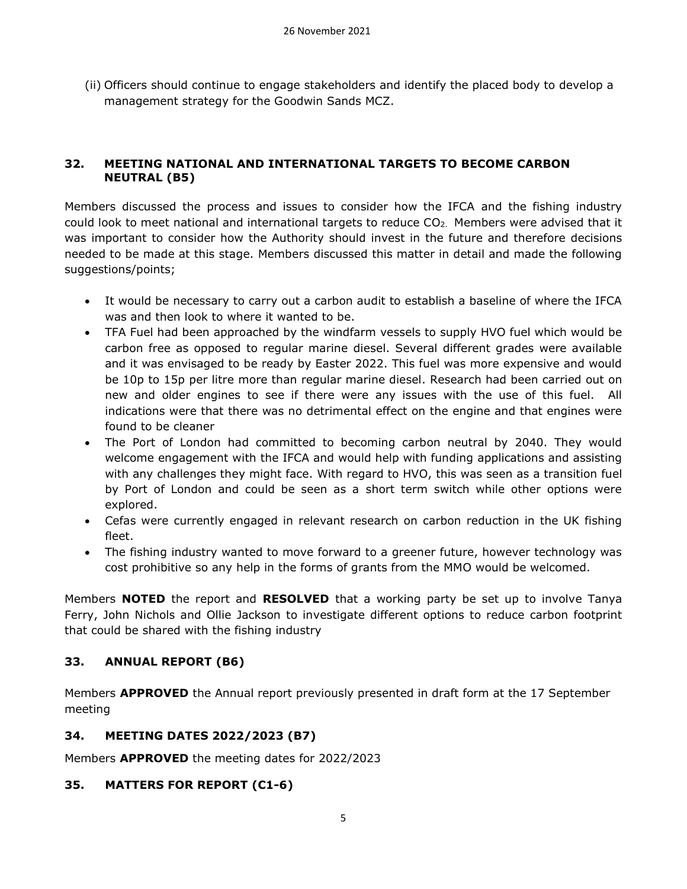(ii) Officers should continue to engage stakeholders and identify the placed body to develop a management strategy for the Goodwin Sands MCZ.

## 32. MEETING NATIONAL AND INTERNATIONAL TARGETS TO BECOME CARBON NEUTRAL (B5)

Members discussed the process and issues to consider how the IFCA and the fishing industry could look to meet national and international targets to reduce $CO_2$. Members were advised that it was important to consider how the Authority should invest in the future and therefore decisions needed to be made at this stage. Members discussed this matter in detail and made the following suggestions/points;

- It would be necessary to carry out a carbon audit to establish a baseline of where the IFCA was and then look to where it wanted to be.
- TFA Fuel had been approached by the windfarm vessels to supply HVO fuel which would be carbon free as opposed to regular marine diesel. Several different grades were available and it was envisaged to be ready by Easter 2022. This fuel was more expensive and would be 10p to 15p per litre more than regular marine diesel. Research had been carried out on new and older engines to see if there were any issues with the use of this fuel. All indications were that there was no detrimental effect on the engine and that engines were found to be cleaner
- The Port of London had committed to becoming carbon neutral by 2040. They would welcome engagement with the IFCA and would help with funding applications and assisting with any challenges they might face. With regard to HVO, this was seen as a transition fuel by Port of London and could be seen as a short term switch while other options were explored.
- Cefas were currently engaged in relevant research on carbon reduction in the UK fishing fleet.
- The fishing industry wanted to move forward to a greener future, however technology was cost prohibitive so any help in the forms of grants from the MMO would be welcomed.

Members **NOTED** the report and **RESOLVED** that a working party be set up to involve Tanya Ferry, John Nichols and Ollie Jackson to investigate different options to reduce carbon footprint that could be shared with the fishing industry

## 33. ANNUAL REPORT (B6)

Members **APPROVED** the Annual report previously presented in draft form at the 17 September meeting

## 34. MEETING DATES 2022/2023 (B7)

Members **APPROVED** the meeting dates for 2022/2023

## 35. MATTERS FOR REPORT (C1-6)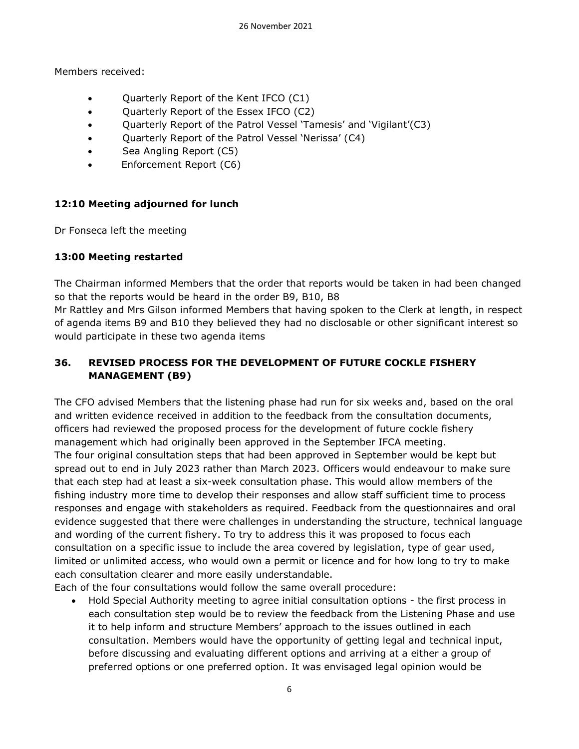Members received:

- Quarterly Report of the Kent IFCO (C1)
- Quarterly Report of the Essex IFCO (C2)
- Quarterly Report of the Patrol Vessel 'Tamesis' and 'Vigilant'(C3)
- Quarterly Report of the Patrol Vessel 'Nerissa' (C4)
- Sea Angling Report (C5)
- Enforcement Report (C6)

**12:10 Meeting adjourned for lunch**

Dr Fonseca left the meeting

**13:00 Meeting restarted**

The Chairman informed Members that the order that reports would be taken in had been changed so that the reports would be heard in the order B9, B10, B8
Mr Rattley and Mrs Gilson informed Members that having spoken to the Clerk at length, in respect of agenda items B9 and B10 they believed they had no disclosable or other significant interest so would participate in these two agenda items

## 36. REVISED PROCESS FOR THE DEVELOPMENT OF FUTURE COCKLE FISHERY MANAGEMENT (B9)

The CFO advised Members that the listening phase had run for six weeks and, based on the oral and written evidence received in addition to the feedback from the consultation documents, officers had reviewed the proposed process for the development of future cockle fishery management which had originally been approved in the September IFCA meeting.
The four original consultation steps that had been approved in September would be kept but spread out to end in July 2023 rather than March 2023. Officers would endeavour to make sure that each step had at least a six-week consultation phase. This would allow members of the fishing industry more time to develop their responses and allow staff sufficient time to process responses and engage with stakeholders as required. Feedback from the questionnaires and oral evidence suggested that there were challenges in understanding the structure, technical language and wording of the current fishery. To try to address this it was proposed to focus each consultation on a specific issue to include the area covered by legislation, type of gear used, limited or unlimited access, who would own a permit or licence and for how long to try to make each consultation clearer and more easily understandable.
Each of the four consultations would follow the same overall procedure:

- Hold Special Authority meeting to agree initial consultation options - the first process in each consultation step would be to review the feedback from the Listening Phase and use it to help inform and structure Members' approach to the issues outlined in each consultation. Members would have the opportunity of getting legal and technical input, before discussing and evaluating different options and arriving at a either a group of preferred options or one preferred option. It was envisaged legal opinion would be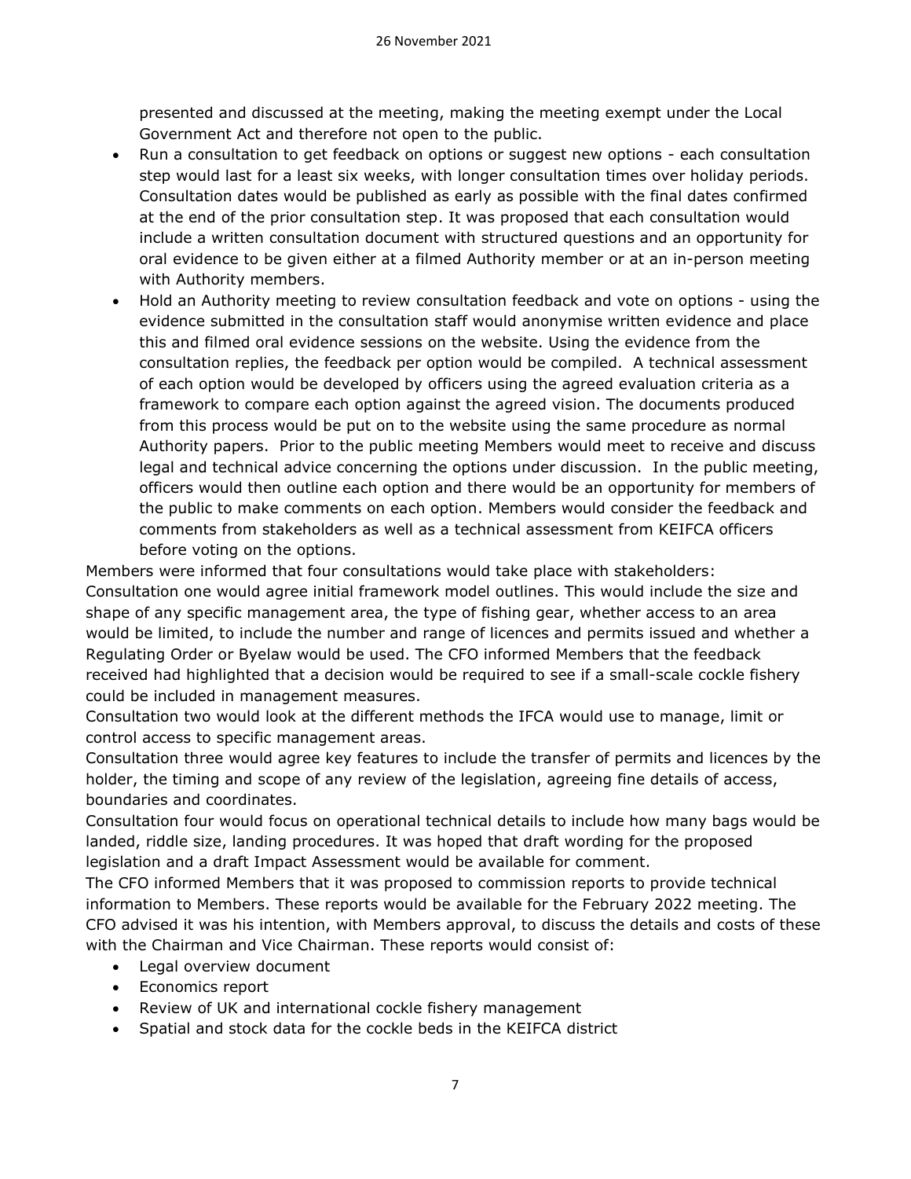presented and discussed at the meeting, making the meeting exempt under the Local Government Act and therefore not open to the public.

- Run a consultation to get feedback on options or suggest new options - each consultation step would last for a least six weeks, with longer consultation times over holiday periods. Consultation dates would be published as early as possible with the final dates confirmed at the end of the prior consultation step. It was proposed that each consultation would include a written consultation document with structured questions and an opportunity for oral evidence to be given either at a filmed Authority member or at an in-person meeting with Authority members.
- Hold an Authority meeting to review consultation feedback and vote on options - using the evidence submitted in the consultation staff would anonymise written evidence and place this and filmed oral evidence sessions on the website. Using the evidence from the consultation replies, the feedback per option would be compiled. A technical assessment of each option would be developed by officers using the agreed evaluation criteria as a framework to compare each option against the agreed vision. The documents produced from this process would be put on to the website using the same procedure as normal Authority papers. Prior to the public meeting Members would meet to receive and discuss legal and technical advice concerning the options under discussion. In the public meeting, officers would then outline each option and there would be an opportunity for members of the public to make comments on each option. Members would consider the feedback and comments from stakeholders as well as a technical assessment from KEIFCA officers before voting on the options.

Members were informed that four consultations would take place with stakeholders:
Consultation one would agree initial framework model outlines. This would include the size and shape of any specific management area, the type of fishing gear, whether access to an area would be limited, to include the number and range of licences and permits issued and whether a Regulating Order or Byelaw would be used. The CFO informed Members that the feedback received had highlighted that a decision would be required to see if a small-scale cockle fishery could be included in management measures.
Consultation two would look at the different methods the IFCA would use to manage, limit or control access to specific management areas.
Consultation three would agree key features to include the transfer of permits and licences by the holder, the timing and scope of any review of the legislation, agreeing fine details of access, boundaries and coordinates.
Consultation four would focus on operational technical details to include how many bags would be landed, riddle size, landing procedures. It was hoped that draft wording for the proposed legislation and a draft Impact Assessment would be available for comment.
The CFO informed Members that it was proposed to commission reports to provide technical information to Members. These reports would be available for the February 2022 meeting. The CFO advised it was his intention, with Members approval, to discuss the details and costs of these with the Chairman and Vice Chairman. These reports would consist of:

- Legal overview document
- Economics report
- Review of UK and international cockle fishery management
- Spatial and stock data for the cockle beds in the KEIFCA district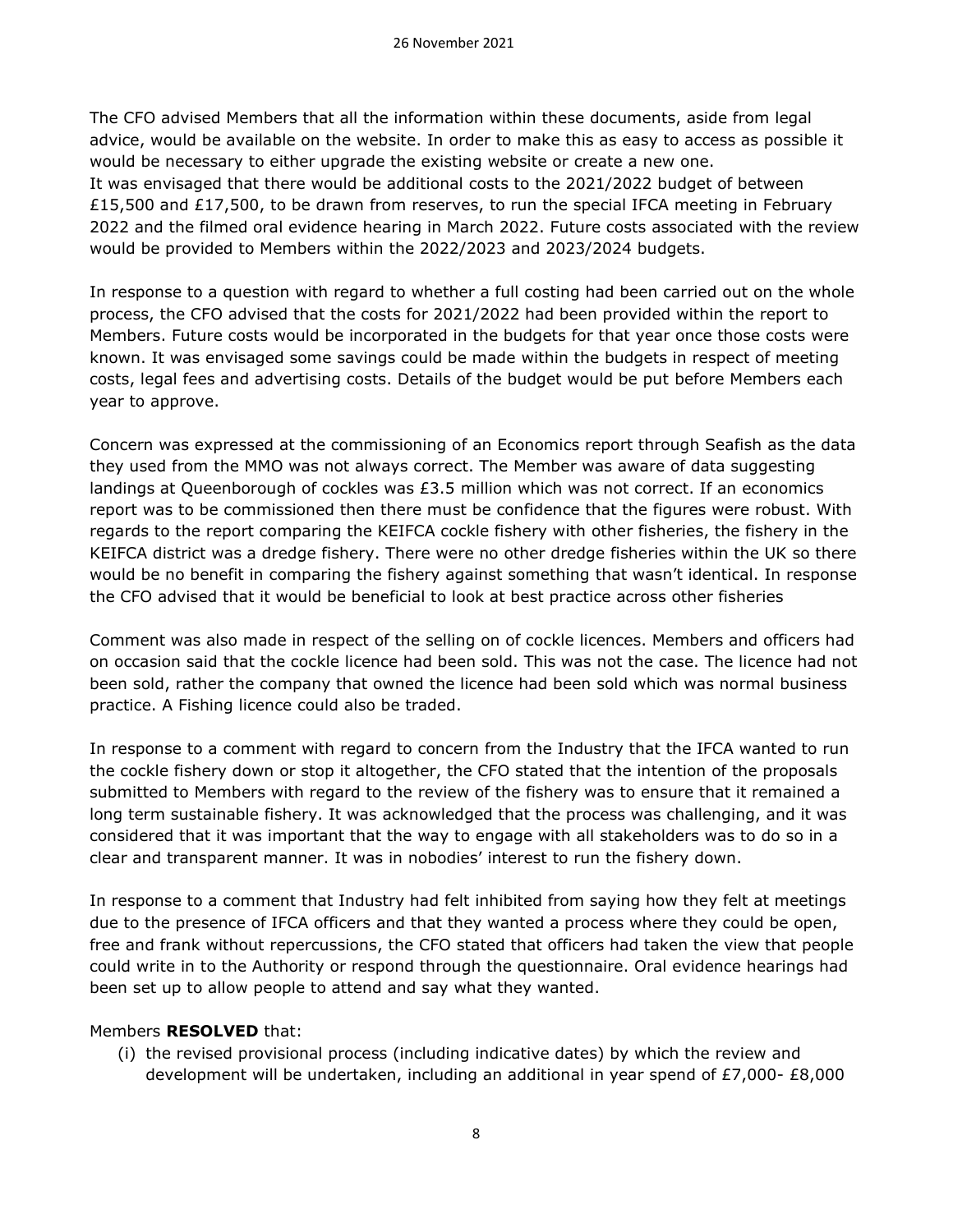The CFO advised Members that all the information within these documents, aside from legal advice, would be available on the website. In order to make this as easy to access as possible it would be necessary to either upgrade the existing website or create a new one.
It was envisaged that there would be additional costs to the 2021/2022 budget of between £15,500 and £17,500, to be drawn from reserves, to run the special IFCA meeting in February 2022 and the filmed oral evidence hearing in March 2022. Future costs associated with the review would be provided to Members within the 2022/2023 and 2023/2024 budgets.

In response to a question with regard to whether a full costing had been carried out on the whole process, the CFO advised that the costs for 2021/2022 had been provided within the report to Members. Future costs would be incorporated in the budgets for that year once those costs were known. It was envisaged some savings could be made within the budgets in respect of meeting costs, legal fees and advertising costs. Details of the budget would be put before Members each year to approve.

Concern was expressed at the commissioning of an Economics report through Seafish as the data they used from the MMO was not always correct. The Member was aware of data suggesting landings at Queenborough of cockles was £3.5 million which was not correct. If an economics report was to be commissioned then there must be confidence that the figures were robust. With regards to the report comparing the KEIFCA cockle fishery with other fisheries, the fishery in the KEIFCA district was a dredge fishery. There were no other dredge fisheries within the UK so there would be no benefit in comparing the fishery against something that wasn't identical. In response the CFO advised that it would be beneficial to look at best practice across other fisheries

Comment was also made in respect of the selling on of cockle licences. Members and officers had on occasion said that the cockle licence had been sold. This was not the case. The licence had not been sold, rather the company that owned the licence had been sold which was normal business practice. A Fishing licence could also be traded.

In response to a comment with regard to concern from the Industry that the IFCA wanted to run the cockle fishery down or stop it altogether, the CFO stated that the intention of the proposals submitted to Members with regard to the review of the fishery was to ensure that it remained a long term sustainable fishery. It was acknowledged that the process was challenging, and it was considered that it was important that the way to engage with all stakeholders was to do so in a clear and transparent manner. It was in nobodies' interest to run the fishery down.

In response to a comment that Industry had felt inhibited from saying how they felt at meetings due to the presence of IFCA officers and that they wanted a process where they could be open, free and frank without repercussions, the CFO stated that officers had taken the view that people could write in to the Authority or respond through the questionnaire. Oral evidence hearings had been set up to allow people to attend and say what they wanted.

Members **RESOLVED** that:

(i) the revised provisional process (including indicative dates) by which the review and development will be undertaken, including an additional in year spend of £7,000- £8,000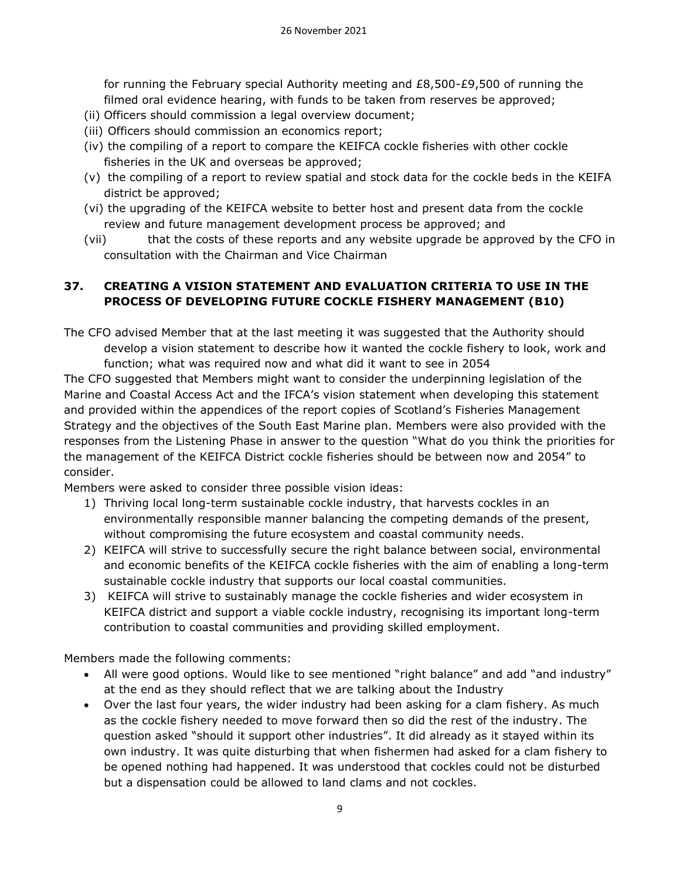for running the February special Authority meeting and £8,500-£9,500 of running the filmed oral evidence hearing, with funds to be taken from reserves be approved;

(ii) Officers should commission a legal overview document;

(iii) Officers should commission an economics report;

(iv) the compiling of a report to compare the KEIFCA cockle fisheries with other cockle fisheries in the UK and overseas be approved;

(v) the compiling of a report to review spatial and stock data for the cockle beds in the KEIFA district be approved;

(vi) the upgrading of the KEIFCA website to better host and present data from the cockle review and future management development process be approved; and

(vii) that the costs of these reports and any website upgrade be approved by the CFO in consultation with the Chairman and Vice Chairman

## 37. CREATING A VISION STATEMENT AND EVALUATION CRITERIA TO USE IN THE PROCESS OF DEVELOPING FUTURE COCKLE FISHERY MANAGEMENT (B10)

The CFO advised Member that at the last meeting it was suggested that the Authority should develop a vision statement to describe how it wanted the cockle fishery to look, work and function; what was required now and what did it want to see in 2054

The CFO suggested that Members might want to consider the underpinning legislation of the Marine and Coastal Access Act and the IFCA's vision statement when developing this statement and provided within the appendices of the report copies of Scotland's Fisheries Management Strategy and the objectives of the South East Marine plan. Members were also provided with the responses from the Listening Phase in answer to the question "What do you think the priorities for the management of the KEIFCA District cockle fisheries should be between now and 2054" to consider.

Members were asked to consider three possible vision ideas:

1) Thriving local long-term sustainable cockle industry, that harvests cockles in an environmentally responsible manner balancing the competing demands of the present, without compromising the future ecosystem and coastal community needs.
2) KEIFCA will strive to successfully secure the right balance between social, environmental and economic benefits of the KEIFCA cockle fisheries with the aim of enabling a long-term sustainable cockle industry that supports our local coastal communities.
3) KEIFCA will strive to sustainably manage the cockle fisheries and wider ecosystem in KEIFCA district and support a viable cockle industry, recognising its important long-term contribution to coastal communities and providing skilled employment.

Members made the following comments:

- All were good options. Would like to see mentioned "right balance" and add "and industry" at the end as they should reflect that we are talking about the Industry
- Over the last four years, the wider industry had been asking for a clam fishery. As much as the cockle fishery needed to move forward then so did the rest of the industry. The question asked "should it support other industries". It did already as it stayed within its own industry. It was quite disturbing that when fishermen had asked for a clam fishery to be opened nothing had happened. It was understood that cockles could not be disturbed but a dispensation could be allowed to land clams and not cockles.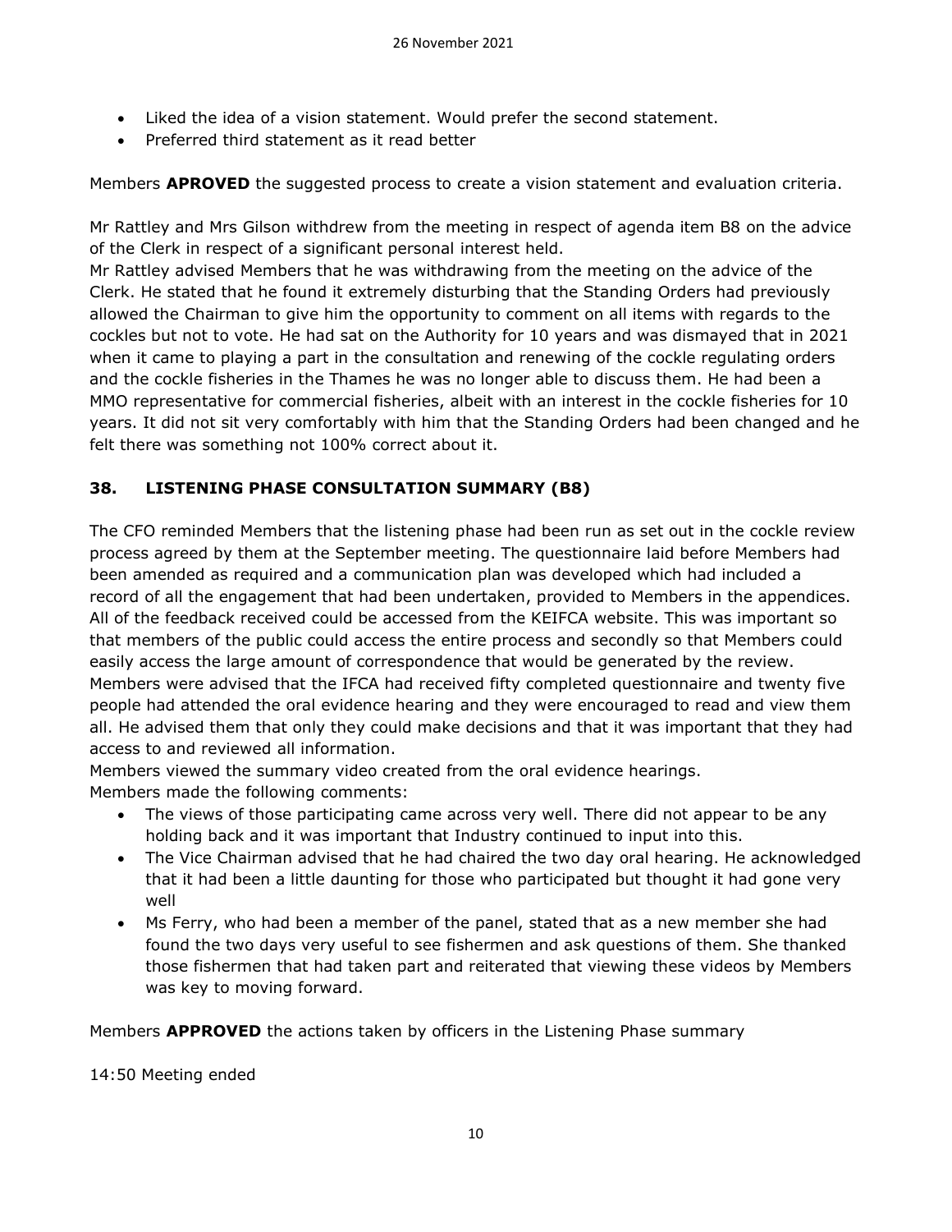- Liked the idea of a vision statement. Would prefer the second statement.
- Preferred third statement as it read better

Members **APROVED** the suggested process to create a vision statement and evaluation criteria.

Mr Rattley and Mrs Gilson withdrew from the meeting in respect of agenda item B8 on the advice of the Clerk in respect of a significant personal interest held.
Mr Rattley advised Members that he was withdrawing from the meeting on the advice of the Clerk. He stated that he found it extremely disturbing that the Standing Orders had previously allowed the Chairman to give him the opportunity to comment on all items with regards to the cockles but not to vote. He had sat on the Authority for 10 years and was dismayed that in 2021 when it came to playing a part in the consultation and renewing of the cockle regulating orders and the cockle fisheries in the Thames he was no longer able to discuss them. He had been a MMO representative for commercial fisheries, albeit with an interest in the cockle fisheries for 10 years. It did not sit very comfortably with him that the Standing Orders had been changed and he felt there was something not 100% correct about it.

## 38. LISTENING PHASE CONSULTATION SUMMARY (B8)

The CFO reminded Members that the listening phase had been run as set out in the cockle review process agreed by them at the September meeting. The questionnaire laid before Members had been amended as required and a communication plan was developed which had included a record of all the engagement that had been undertaken, provided to Members in the appendices. All of the feedback received could be accessed from the KEIFCA website. This was important so that members of the public could access the entire process and secondly so that Members could easily access the large amount of correspondence that would be generated by the review. Members were advised that the IFCA had received fifty completed questionnaire and twenty five people had attended the oral evidence hearing and they were encouraged to read and view them all. He advised them that only they could make decisions and that it was important that they had access to and reviewed all information.
Members viewed the summary video created from the oral evidence hearings.
Members made the following comments:

- The views of those participating came across very well. There did not appear to be any holding back and it was important that Industry continued to input into this.
- The Vice Chairman advised that he had chaired the two day oral hearing. He acknowledged that it had been a little daunting for those who participated but thought it had gone very well
- Ms Ferry, who had been a member of the panel, stated that as a new member she had found the two days very useful to see fishermen and ask questions of them. She thanked those fishermen that had taken part and reiterated that viewing these videos by Members was key to moving forward.

Members **APPROVED** the actions taken by officers in the Listening Phase summary

14:50 Meeting ended